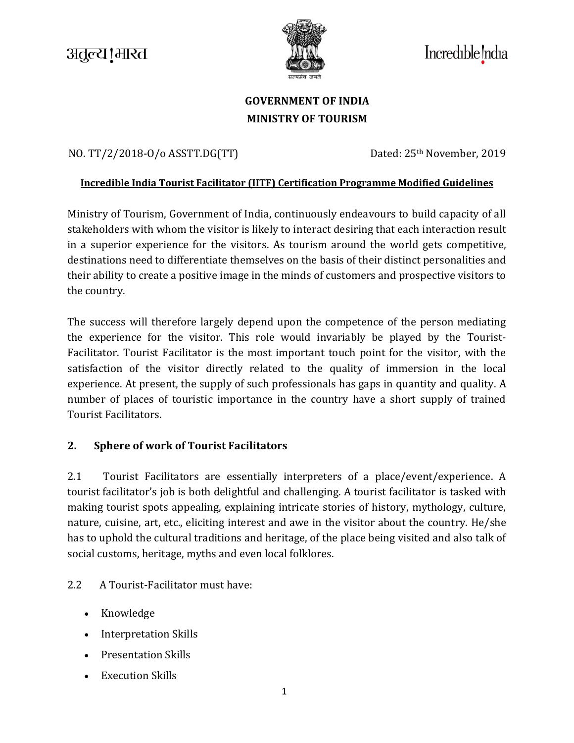अतुल्य ! भारत

Incredible !ndia

सत्यमेव जयते

**GOVERNMENT OF INDIA**

**MINISTRY OF TOURISM**

NO. TT/2/2018-O/o ASSTT.DG(TT) Dated: 25th November, 2019

**Incredible India Tourist Facilitator (IITF) Certification Programme Modified Guidelines**

Ministry of Tourism, Government of India, continuously endeavours to build capacity of all stakeholders with whom the visitor is likely to interact desiring that each interaction result in a superior experience for the visitors. As tourism around the world gets competitive, destinations need to differentiate themselves on the basis of their distinct personalities and their ability to create a positive image in the minds of customers and prospective visitors to the country.

The success will therefore largely depend upon the competence of the person mediating the experience for the visitor. This role would invariably be played by the Tourist-Facilitator. Tourist Facilitator is the most important touch point for the visitor, with the satisfaction of the visitor directly related to the quality of immersion in the local experience. At present, the supply of such professionals has gaps in quantity and quality. A number of places of touristic importance in the country have a short supply of trained Tourist Facilitators.

## 2. Sphere of work of Tourist Facilitators

2.1 Tourist Facilitators are essentially interpreters of a place/event/experience. A tourist facilitator's job is both delightful and challenging. A tourist facilitator is tasked with making tourist spots appealing, explaining intricate stories of history, mythology, culture, nature, cuisine, art, etc., eliciting interest and awe in the visitor about the country. He/she has to uphold the cultural traditions and heritage, of the place being visited and also talk of social customs, heritage, myths and even local folklores.

2.2 A Tourist-Facilitator must have:

- Knowledge
- Interpretation Skills
- Presentation Skills
- Execution Skills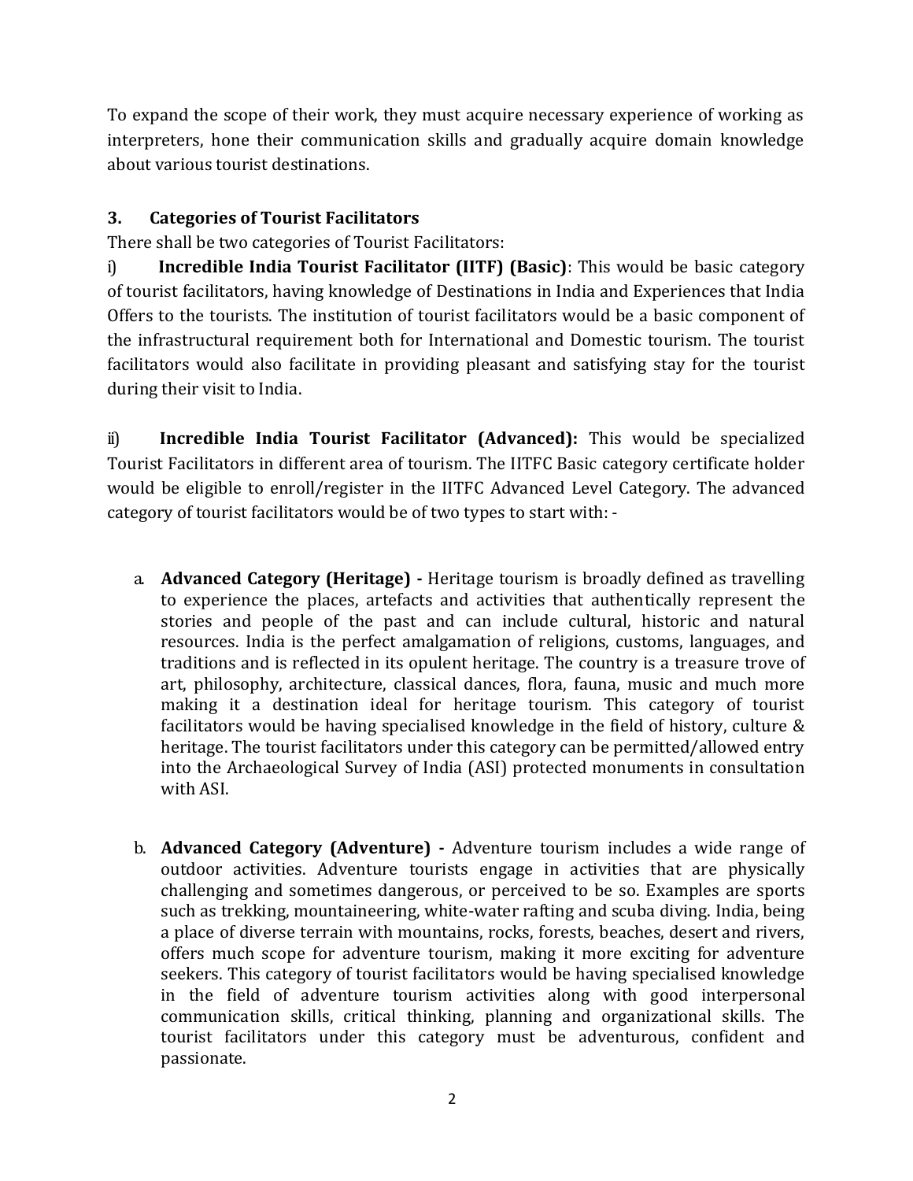To expand the scope of their work, they must acquire necessary experience of working as interpreters, hone their communication skills and gradually acquire domain knowledge about various tourist destinations.

### 3. Categories of Tourist Facilitators

There shall be two categories of Tourist Facilitators:

i) **Incredible India Tourist Facilitator (IITF) (Basic)**: This would be basic category of tourist facilitators, having knowledge of Destinations in India and Experiences that India Offers to the tourists. The institution of tourist facilitators would be a basic component of the infrastructural requirement both for International and Domestic tourism. The tourist facilitators would also facilitate in providing pleasant and satisfying stay for the tourist during their visit to India.

ii) **Incredible India Tourist Facilitator (Advanced):** This would be specialized Tourist Facilitators in different area of tourism. The IITFC Basic category certificate holder would be eligible to enroll/register in the IITFC Advanced Level Category. The advanced category of tourist facilitators would be of two types to start with: -

a. **Advanced Category (Heritage) -** Heritage tourism is broadly defined as travelling to experience the places, artefacts and activities that authentically represent the stories and people of the past and can include cultural, historic and natural resources. India is the perfect amalgamation of religions, customs, languages, and traditions and is reflected in its opulent heritage. The country is a treasure trove of art, philosophy, architecture, classical dances, flora, fauna, music and much more making it a destination ideal for heritage tourism. This category of tourist facilitators would be having specialised knowledge in the field of history, culture & heritage. The tourist facilitators under this category can be permitted/allowed entry into the Archaeological Survey of India (ASI) protected monuments in consultation with ASI.

b. **Advanced Category (Adventure) -** Adventure tourism includes a wide range of outdoor activities. Adventure tourists engage in activities that are physically challenging and sometimes dangerous, or perceived to be so. Examples are sports such as trekking, mountaineering, white-water rafting and scuba diving. India, being a place of diverse terrain with mountains, rocks, forests, beaches, desert and rivers, offers much scope for adventure tourism, making it more exciting for adventure seekers. This category of tourist facilitators would be having specialised knowledge in the field of adventure tourism activities along with good interpersonal communication skills, critical thinking, planning and organizational skills. The tourist facilitators under this category must be adventurous, confident and passionate.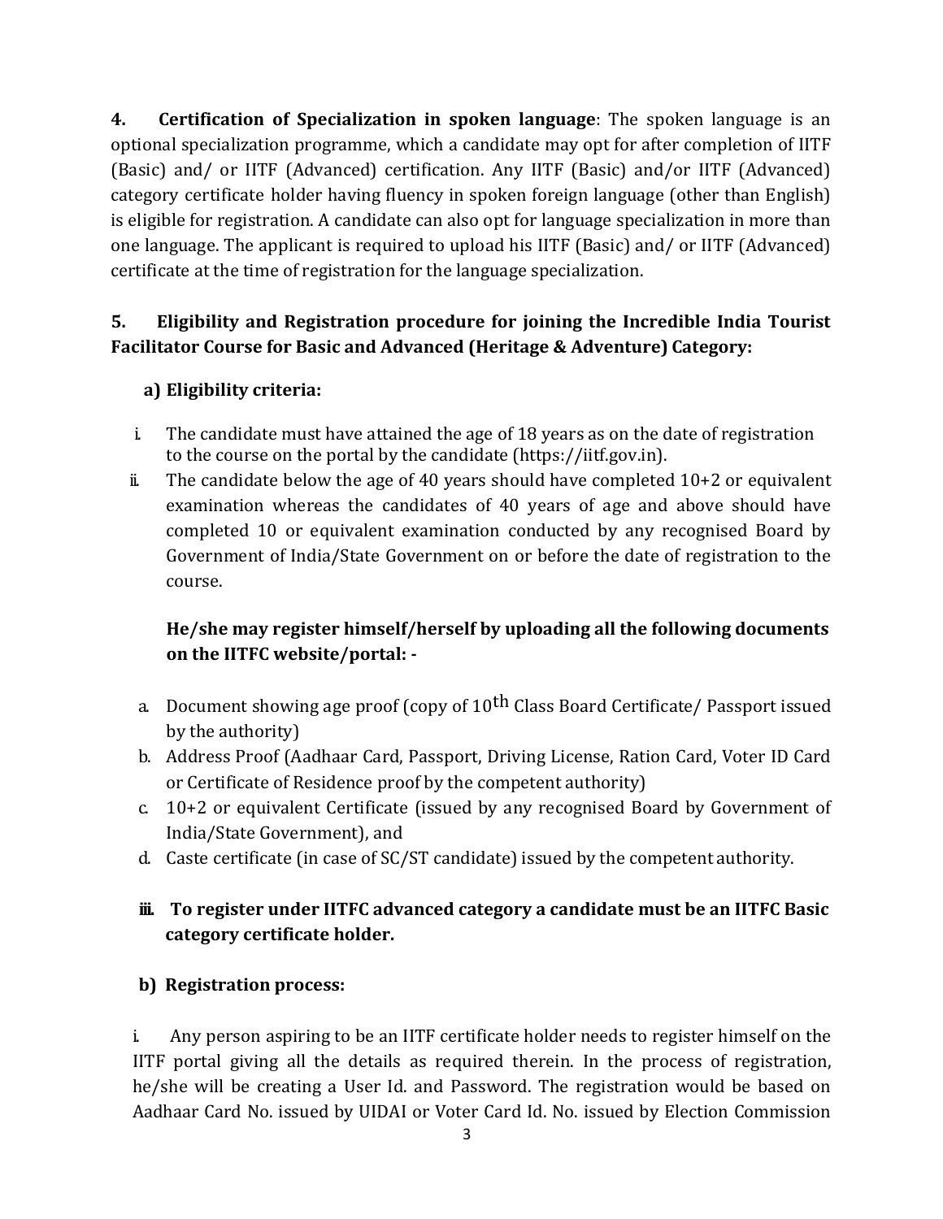**4. Certification of Specialization in spoken language**: The spoken language is an optional specialization programme, which a candidate may opt for after completion of IITF (Basic) and/ or IITF (Advanced) certification. Any IITF (Basic) and/or IITF (Advanced) category certificate holder having fluency in spoken foreign language (other than English) is eligible for registration. A candidate can also opt for language specialization in more than one language. The applicant is required to upload his IITF (Basic) and/ or IITF (Advanced) certificate at the time of registration for the language specialization.

**5. Eligibility and Registration procedure for joining the Incredible India Tourist Facilitator Course for Basic and Advanced (Heritage & Adventure) Category:**

**a) Eligibility criteria:**

i. The candidate must have attained the age of 18 years as on the date of registration to the course on the portal by the candidate (https://iitf.gov.in).

ii. The candidate below the age of 40 years should have completed 10+2 or equivalent examination whereas the candidates of 40 years of age and above should have completed 10 or equivalent examination conducted by any recognised Board by Government of India/State Government on or before the date of registration to the course.

**He/she may register himself/herself by uploading all the following documents on the IITFC website/portal: -**

a. Document showing age proof (copy of 10th Class Board Certificate/ Passport issued by the authority)

b. Address Proof (Aadhaar Card, Passport, Driving License, Ration Card, Voter ID Card or Certificate of Residence proof by the competent authority)

c. 10+2 or equivalent Certificate (issued by any recognised Board by Government of India/State Government), and

d. Caste certificate (in case of SC/ST candidate) issued by the competent authority.

**iii. To register under IITFC advanced category a candidate must be an IITFC Basic category certificate holder.**

**b) Registration process:**

i. Any person aspiring to be an IITF certificate holder needs to register himself on the IITF portal giving all the details as required therein. In the process of registration, he/she will be creating a User Id. and Password. The registration would be based on Aadhaar Card No. issued by UIDAI or Voter Card Id. No. issued by Election Commission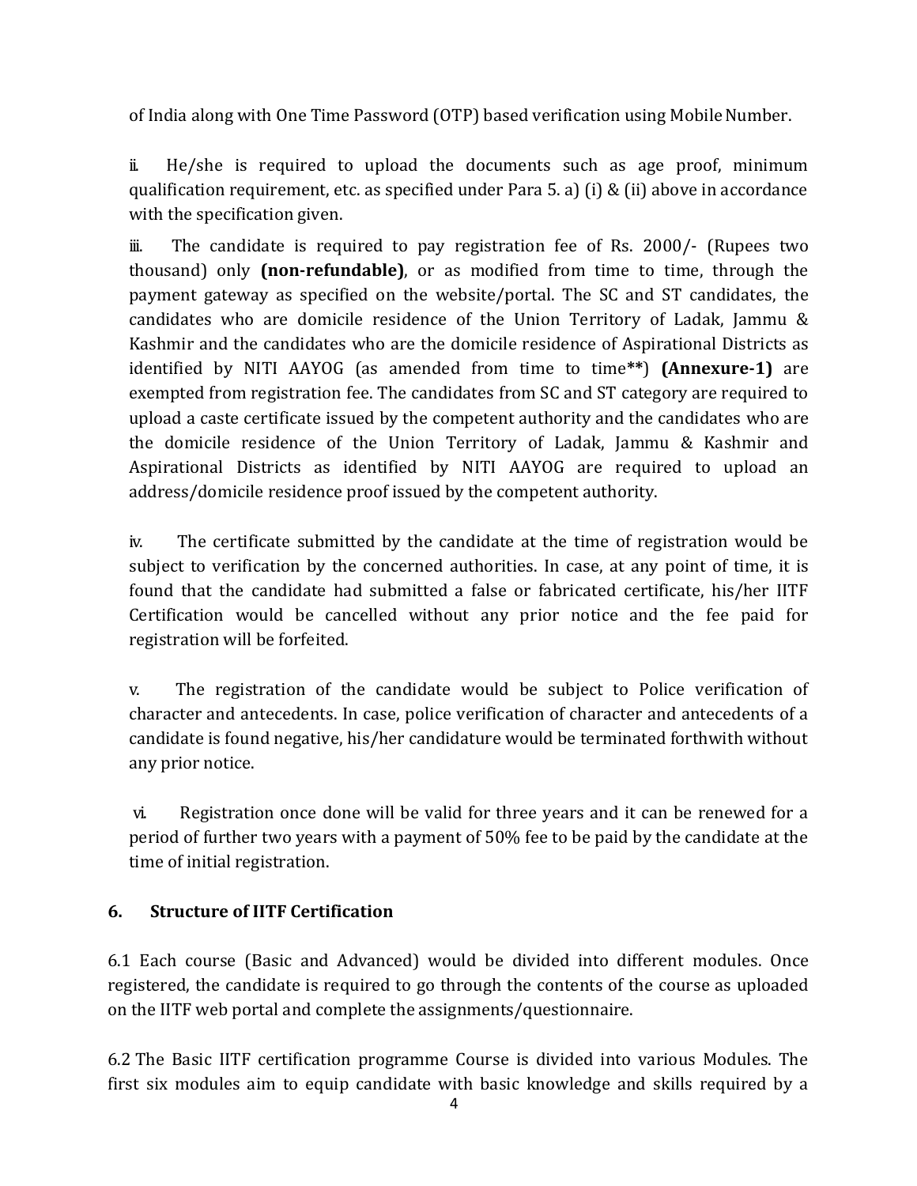of India along with One Time Password (OTP) based verification using Mobile Number.

ii. He/she is required to upload the documents such as age proof, minimum qualification requirement, etc. as specified under Para 5. a) (i) & (ii) above in accordance with the specification given.

iii. The candidate is required to pay registration fee of Rs. 2000/- (Rupees two thousand) only **(non-refundable)**, or as modified from time to time, through the payment gateway as specified on the website/portal. The SC and ST candidates, the candidates who are domicile residence of the Union Territory of Ladak, Jammu & Kashmir and the candidates who are the domicile residence of Aspirational Districts as identified by NITI AAYOG (as amended from time to time**) **(Annexure-1)** are exempted from registration fee. The candidates from SC and ST category are required to upload a caste certificate issued by the competent authority and the candidates who are the domicile residence of the Union Territory of Ladak, Jammu & Kashmir and Aspirational Districts as identified by NITI AAYOG are required to upload an address/domicile residence proof issued by the competent authority.

iv. The certificate submitted by the candidate at the time of registration would be subject to verification by the concerned authorities. In case, at any point of time, it is found that the candidate had submitted a false or fabricated certificate, his/her IITF Certification would be cancelled without any prior notice and the fee paid for registration will be forfeited.

v. The registration of the candidate would be subject to Police verification of character and antecedents. In case, police verification of character and antecedents of a candidate is found negative, his/her candidature would be terminated forthwith without any prior notice.

vi. Registration once done will be valid for three years and it can be renewed for a period of further two years with a payment of 50% fee to be paid by the candidate at the time of initial registration.

## 6. Structure of IITF Certification

6.1 Each course (Basic and Advanced) would be divided into different modules. Once registered, the candidate is required to go through the contents of the course as uploaded on the IITF web portal and complete the assignments/questionnaire.

6.2 The Basic IITF certification programme Course is divided into various Modules. The first six modules aim to equip candidate with basic knowledge and skills required by a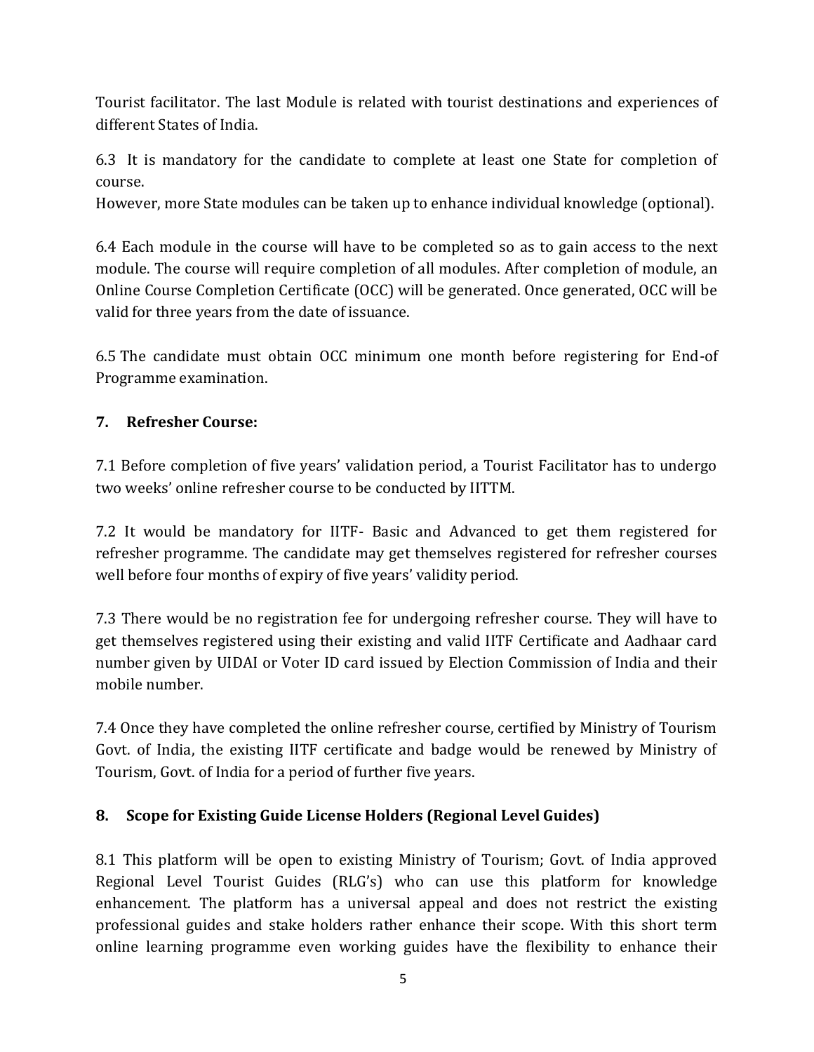Tourist facilitator. The last Module is related with tourist destinations and experiences of different States of India.

6.3 It is mandatory for the candidate to complete at least one State for completion of course.
However, more State modules can be taken up to enhance individual knowledge (optional).

6.4 Each module in the course will have to be completed so as to gain access to the next module. The course will require completion of all modules. After completion of module, an Online Course Completion Certificate (OCC) will be generated. Once generated, OCC will be valid for three years from the date of issuance.

6.5 The candidate must obtain OCC minimum one month before registering for End-of Programme examination.

## 7. Refresher Course:

7.1 Before completion of five years' validation period, a Tourist Facilitator has to undergo two weeks' online refresher course to be conducted by IITTM.

7.2 It would be mandatory for IITF- Basic and Advanced to get them registered for refresher programme. The candidate may get themselves registered for refresher courses well before four months of expiry of five years' validity period.

7.3 There would be no registration fee for undergoing refresher course. They will have to get themselves registered using their existing and valid IITF Certificate and Aadhaar card number given by UIDAI or Voter ID card issued by Election Commission of India and their mobile number.

7.4 Once they have completed the online refresher course, certified by Ministry of Tourism Govt. of India, the existing IITF certificate and badge would be renewed by Ministry of Tourism, Govt. of India for a period of further five years.

## 8. Scope for Existing Guide License Holders (Regional Level Guides)

8.1 This platform will be open to existing Ministry of Tourism; Govt. of India approved Regional Level Tourist Guides (RLG's) who can use this platform for knowledge enhancement. The platform has a universal appeal and does not restrict the existing professional guides and stake holders rather enhance their scope. With this short term online learning programme even working guides have the flexibility to enhance their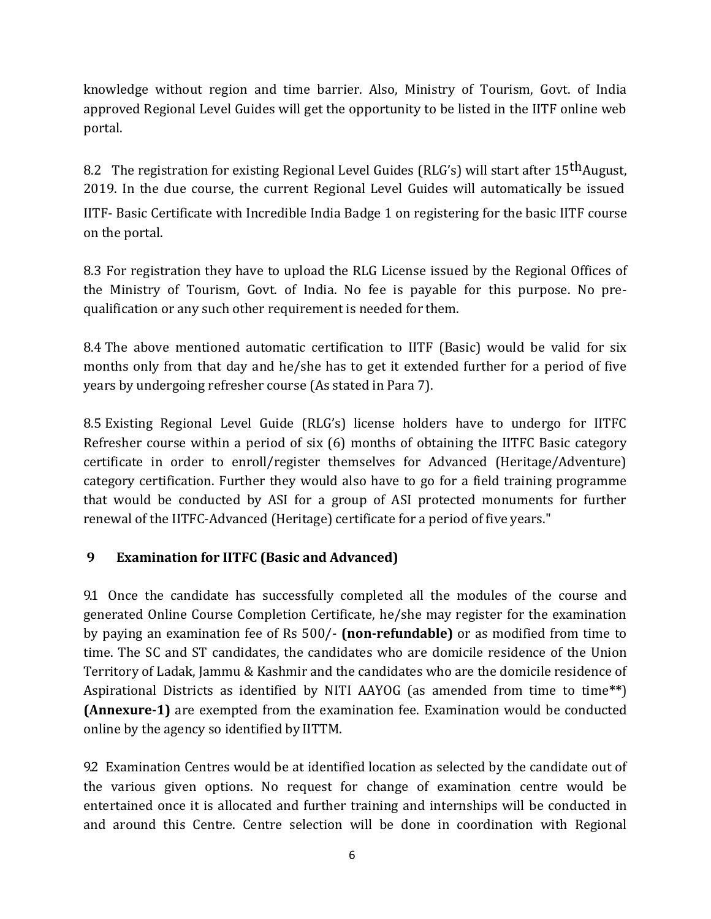knowledge without region and time barrier. Also, Ministry of Tourism, Govt. of India approved Regional Level Guides will get the opportunity to be listed in the IITF online web portal.

8.2 The registration for existing Regional Level Guides (RLG's) will start after 15th August, 2019. In the due course, the current Regional Level Guides will automatically be issued IITF- Basic Certificate with Incredible India Badge 1 on registering for the basic IITF course on the portal.

8.3 For registration they have to upload the RLG License issued by the Regional Offices of the Ministry of Tourism, Govt. of India. No fee is payable for this purpose. No pre-qualification or any such other requirement is needed for them.

8.4 The above mentioned automatic certification to IITF (Basic) would be valid for six months only from that day and he/she has to get it extended further for a period of five years by undergoing refresher course (As stated in Para 7).

8.5 Existing Regional Level Guide (RLG's) license holders have to undergo for IITFC Refresher course within a period of six (6) months of obtaining the IITFC Basic category certificate in order to enroll/register themselves for Advanced (Heritage/Adventure) category certification. Further they would also have to go for a field training programme that would be conducted by ASI for a group of ASI protected monuments for further renewal of the IITFC-Advanced (Heritage) certificate for a period of five years."

## 9 Examination for IITFC (Basic and Advanced)

9.1 Once the candidate has successfully completed all the modules of the course and generated Online Course Completion Certificate, he/she may register for the examination by paying an examination fee of Rs 500/- **(non-refundable)** or as modified from time to time. The SC and ST candidates, the candidates who are domicile residence of the Union Territory of Ladak, Jammu & Kashmir and the candidates who are the domicile residence of Aspirational Districts as identified by NITI AAYOG (as amended from time to time**) **(Annexure-1)** are exempted from the examination fee. Examination would be conducted online by the agency so identified by IITTM.

9.2 Examination Centres would be at identified location as selected by the candidate out of the various given options. No request for change of examination centre would be entertained once it is allocated and further training and internships will be conducted in and around this Centre. Centre selection will be done in coordination with Regional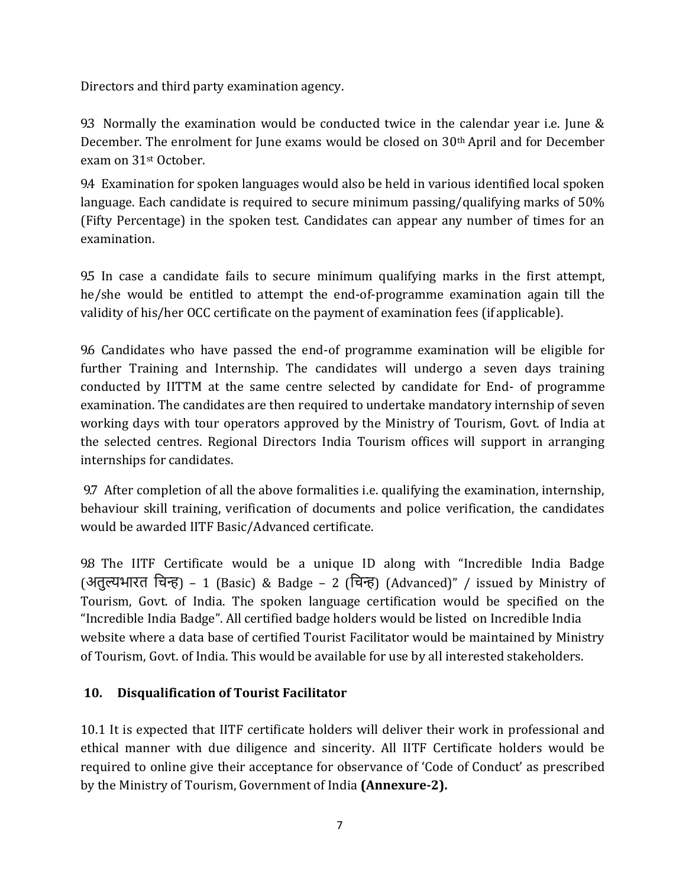Directors and third party examination agency.

9.3 Normally the examination would be conducted twice in the calendar year i.e. June & December. The enrolment for June exams would be closed on 30th April and for December exam on 31st October.

9.4 Examination for spoken languages would also be held in various identified local spoken language. Each candidate is required to secure minimum passing/qualifying marks of 50% (Fifty Percentage) in the spoken test. Candidates can appear any number of times for an examination.

9.5 In case a candidate fails to secure minimum qualifying marks in the first attempt, he/she would be entitled to attempt the end-of-programme examination again till the validity of his/her OCC certificate on the payment of examination fees (if applicable).

9.6 Candidates who have passed the end-of programme examination will be eligible for further Training and Internship. The candidates will undergo a seven days training conducted by IITTM at the same centre selected by candidate for End- of programme examination. The candidates are then required to undertake mandatory internship of seven working days with tour operators approved by the Ministry of Tourism, Govt. of India at the selected centres. Regional Directors India Tourism offices will support in arranging internships for candidates.

9.7 After completion of all the above formalities i.e. qualifying the examination, internship, behaviour skill training, verification of documents and police verification, the candidates would be awarded IITF Basic/Advanced certificate.

9.8 The IITF Certificate would be a unique ID along with "Incredible India Badge (अतुल्यभारत चिन्ह) – 1 (Basic) & Badge – 2 (चिन्ह) (Advanced)" / issued by Ministry of Tourism, Govt. of India. The spoken language certification would be specified on the "Incredible India Badge". All certified badge holders would be listed on Incredible India website where a data base of certified Tourist Facilitator would be maintained by Ministry of Tourism, Govt. of India. This would be available for use by all interested stakeholders.

## 10. Disqualification of Tourist Facilitator

10.1 It is expected that IITF certificate holders will deliver their work in professional and ethical manner with due diligence and sincerity. All IITF Certificate holders would be required to online give their acceptance for observance of 'Code of Conduct' as prescribed by the Ministry of Tourism, Government of India **(Annexure-2).**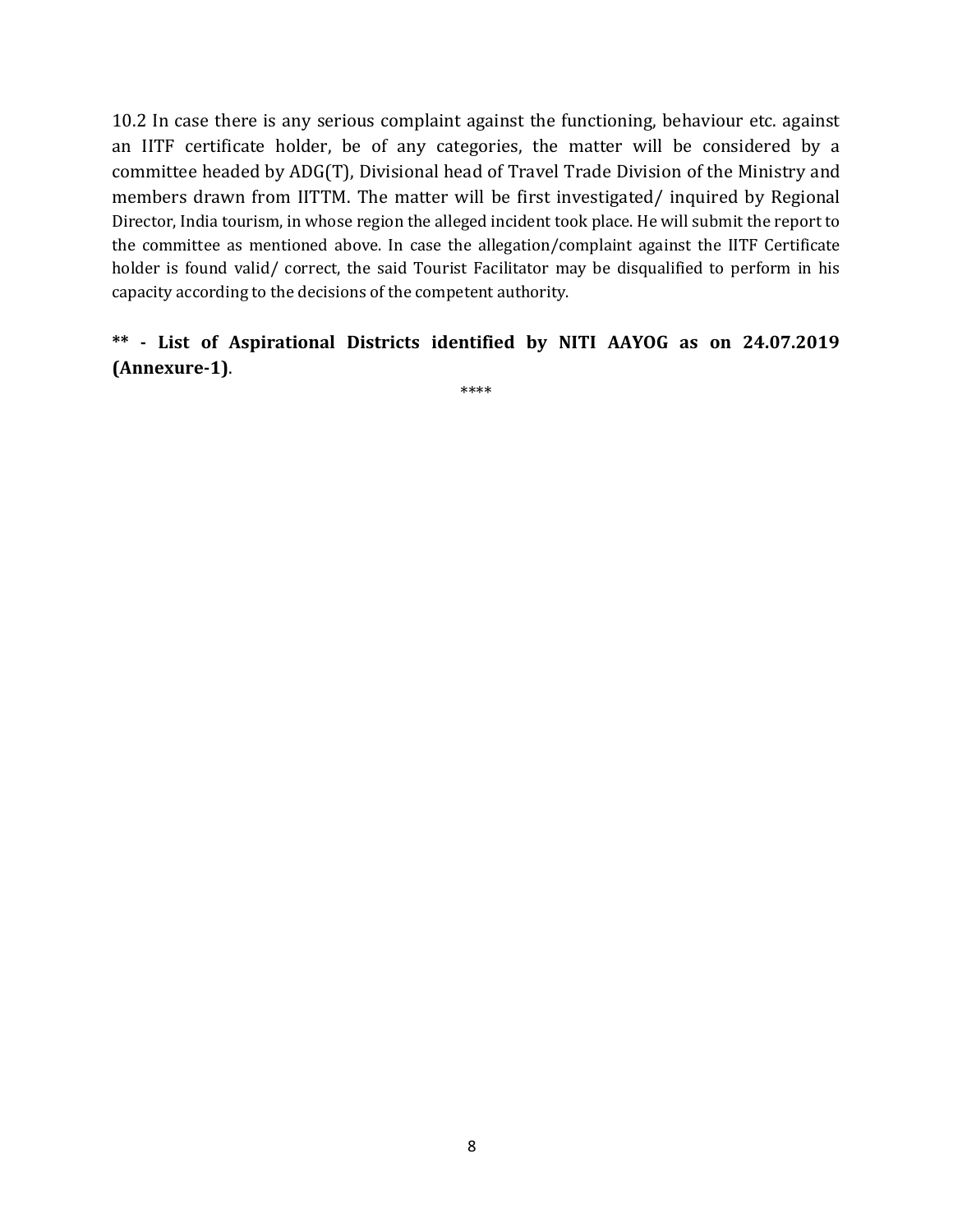10.2 In case there is any serious complaint against the functioning, behaviour etc. against an IITF certificate holder, be of any categories, the matter will be considered by a committee headed by ADG(T), Divisional head of Travel Trade Division of the Ministry and members drawn from IITTM. The matter will be first investigated/ inquired by Regional Director, India tourism, in whose region the alleged incident took place. He will submit the report to the committee as mentioned above. In case the allegation/complaint against the IITF Certificate holder is found valid/ correct, the said Tourist Facilitator may be disqualified to perform in his capacity according to the decisions of the competent authority.

**** - List of Aspirational Districts identified by NITI AAYOG as on 24.07.2019 (Annexure-1)**.

****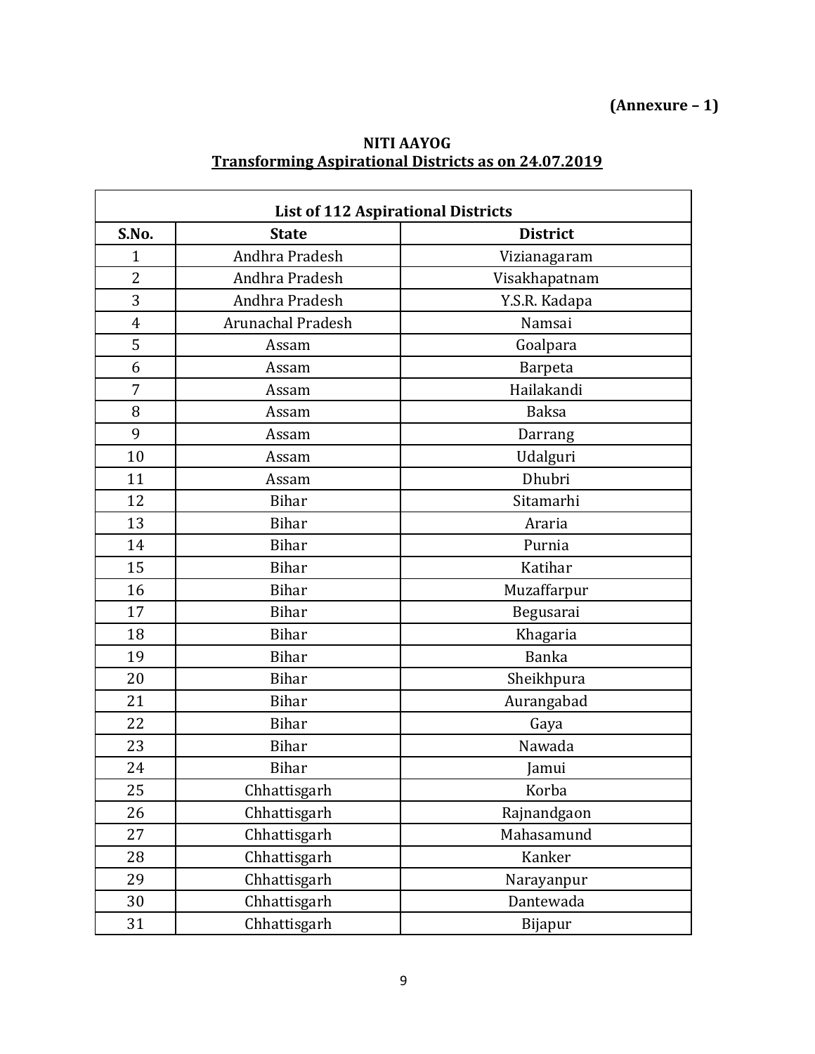**(Annexure – 1)**

**NITI AAYOG**
**Transforming Aspirational Districts as on 24.07.2019**

| List of 112 Aspirational Districts | | |
|---|---|---|
| **S.No.** | **State** | **District** |
| 1 | Andhra Pradesh | Vizianagaram |
| 2 | Andhra Pradesh | Visakhapatnam |
| 3 | Andhra Pradesh | Y.S.R. Kadapa |
| 4 | Arunachal Pradesh | Namsai |
| 5 | Assam | Goalpara |
| 6 | Assam | Barpeta |
| 7 | Assam | Hailakandi |
| 8 | Assam | Baksa |
| 9 | Assam | Darrang |
| 10 | Assam | Udalguri |
| 11 | Assam | Dhubri |
| 12 | Bihar | Sitamarhi |
| 13 | Bihar | Araria |
| 14 | Bihar | Purnia |
| 15 | Bihar | Katihar |
| 16 | Bihar | Muzaffarpur |
| 17 | Bihar | Begusarai |
| 18 | Bihar | Khagaria |
| 19 | Bihar | Banka |
| 20 | Bihar | Sheikhpura |
| 21 | Bihar | Aurangabad |
| 22 | Bihar | Gaya |
| 23 | Bihar | Nawada |
| 24 | Bihar | Jamui |
| 25 | Chhattisgarh | Korba |
| 26 | Chhattisgarh | Rajnandgaon |
| 27 | Chhattisgarh | Mahasamund |
| 28 | Chhattisgarh | Kanker |
| 29 | Chhattisgarh | Narayanpur |
| 30 | Chhattisgarh | Dantewada |
| 31 | Chhattisgarh | Bijapur |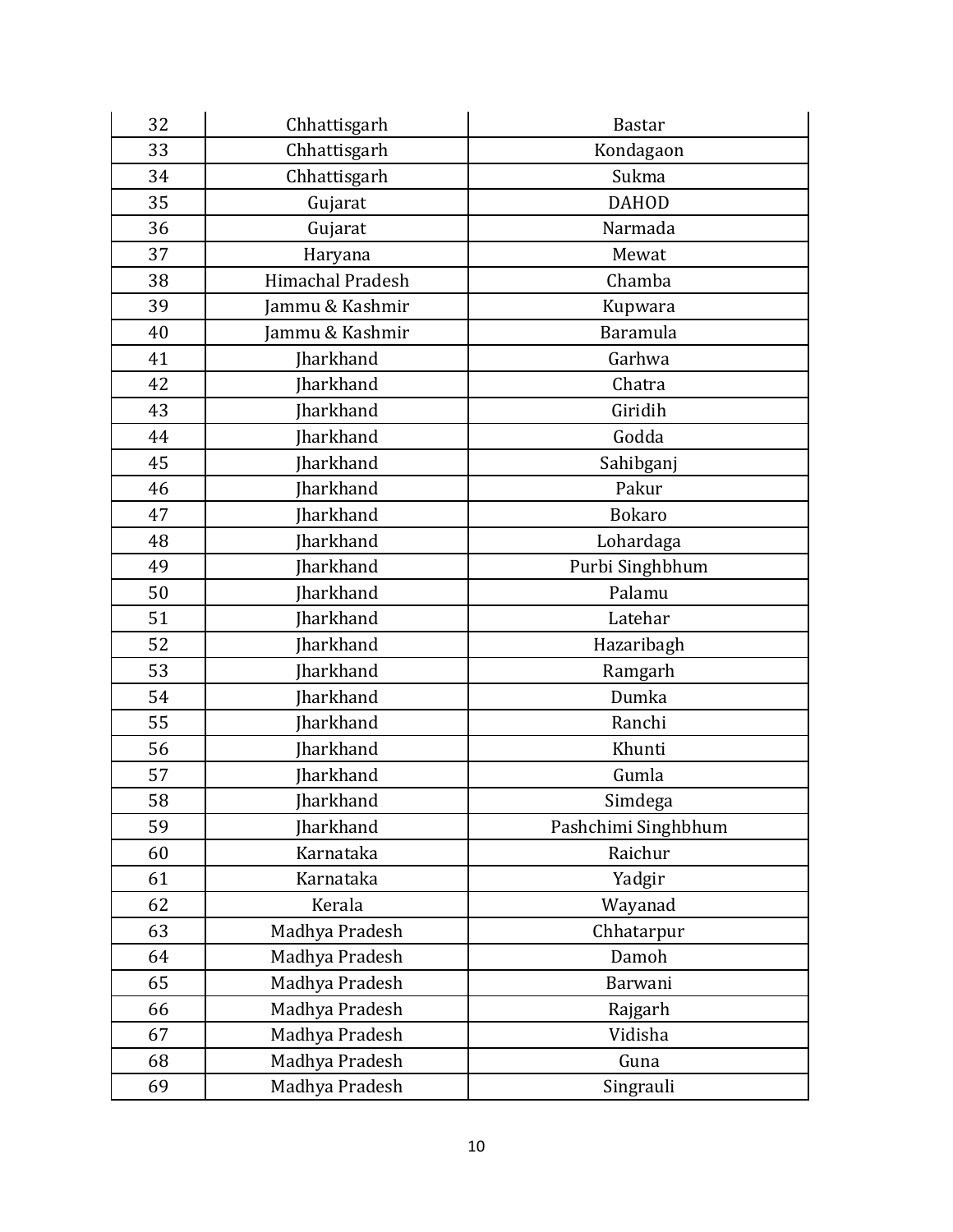| 32 | Chhattisgarh | Bastar |
|---|---|---|
| 33 | Chhattisgarh | Kondagaon |
| 34 | Chhattisgarh | Sukma |
| 35 | Gujarat | DAHOD |
| 36 | Gujarat | Narmada |
| 37 | Haryana | Mewat |
| 38 | Himachal Pradesh | Chamba |
| 39 | Jammu & Kashmir | Kupwara |
| 40 | Jammu & Kashmir | Baramula |
| 41 | Jharkhand | Garhwa |
| 42 | Jharkhand | Chatra |
| 43 | Jharkhand | Giridih |
| 44 | Jharkhand | Godda |
| 45 | Jharkhand | Sahibganj |
| 46 | Jharkhand | Pakur |
| 47 | Jharkhand | Bokaro |
| 48 | Jharkhand | Lohardaga |
| 49 | Jharkhand | Purbi Singhbhum |
| 50 | Jharkhand | Palamu |
| 51 | Jharkhand | Latehar |
| 52 | Jharkhand | Hazaribagh |
| 53 | Jharkhand | Ramgarh |
| 54 | Jharkhand | Dumka |
| 55 | Jharkhand | Ranchi |
| 56 | Jharkhand | Khunti |
| 57 | Jharkhand | Gumla |
| 58 | Jharkhand | Simdega |
| 59 | Jharkhand | Pashchimi Singhbhum |
| 60 | Karnataka | Raichur |
| 61 | Karnataka | Yadgir |
| 62 | Kerala | Wayanad |
| 63 | Madhya Pradesh | Chhatarpur |
| 64 | Madhya Pradesh | Damoh |
| 65 | Madhya Pradesh | Barwani |
| 66 | Madhya Pradesh | Rajgarh |
| 67 | Madhya Pradesh | Vidisha |
| 68 | Madhya Pradesh | Guna |
| 69 | Madhya Pradesh | Singrauli |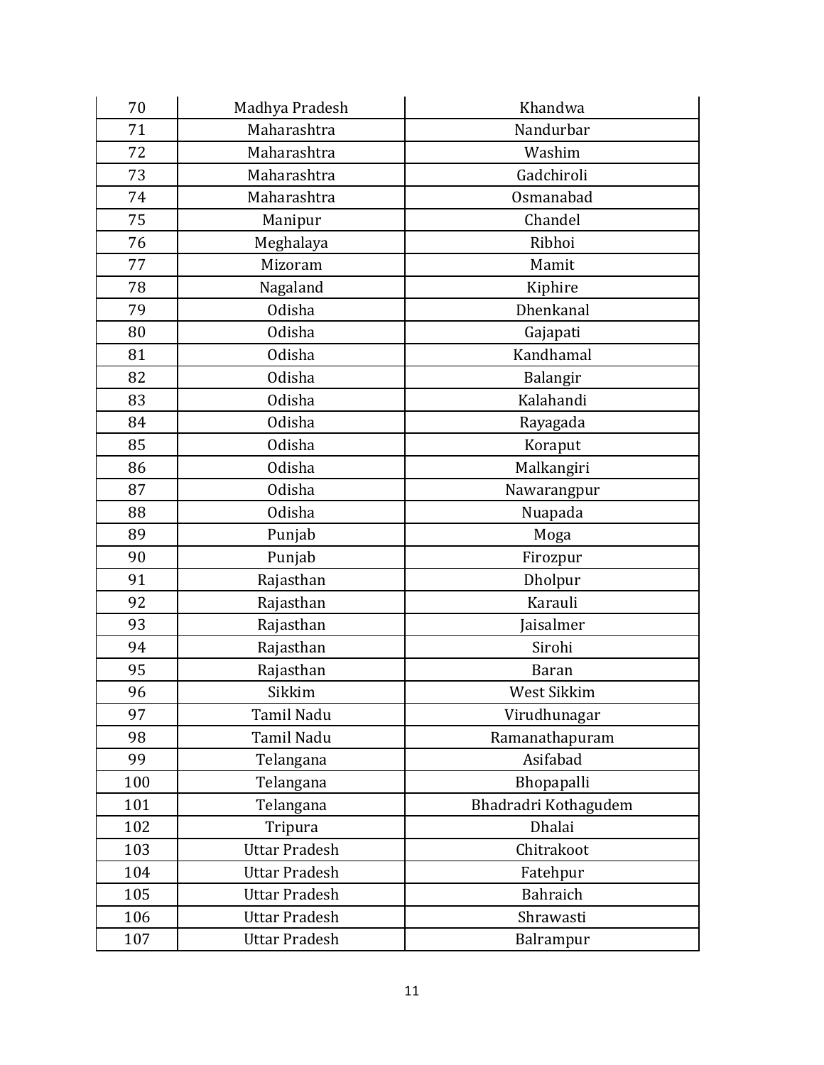| 70 | Madhya Pradesh | Khandwa |
|---|---|---|
| 71 | Maharashtra | Nandurbar |
| 72 | Maharashtra | Washim |
| 73 | Maharashtra | Gadchiroli |
| 74 | Maharashtra | Osmanabad |
| 75 | Manipur | Chandel |
| 76 | Meghalaya | Ribhoi |
| 77 | Mizoram | Mamit |
| 78 | Nagaland | Kiphire |
| 79 | Odisha | Dhenkanal |
| 80 | Odisha | Gajapati |
| 81 | Odisha | Kandhamal |
| 82 | Odisha | Balangir |
| 83 | Odisha | Kalahandi |
| 84 | Odisha | Rayagada |
| 85 | Odisha | Koraput |
| 86 | Odisha | Malkangiri |
| 87 | Odisha | Nawarangpur |
| 88 | Odisha | Nuapada |
| 89 | Punjab | Moga |
| 90 | Punjab | Firozpur |
| 91 | Rajasthan | Dholpur |
| 92 | Rajasthan | Karauli |
| 93 | Rajasthan | Jaisalmer |
| 94 | Rajasthan | Sirohi |
| 95 | Rajasthan | Baran |
| 96 | Sikkim | West Sikkim |
| 97 | Tamil Nadu | Virudhunagar |
| 98 | Tamil Nadu | Ramanathapuram |
| 99 | Telangana | Asifabad |
| 100 | Telangana | Bhopapalli |
| 101 | Telangana | Bhadradri Kothagudem |
| 102 | Tripura | Dhalai |
| 103 | Uttar Pradesh | Chitrakoot |
| 104 | Uttar Pradesh | Fatehpur |
| 105 | Uttar Pradesh | Bahraich |
| 106 | Uttar Pradesh | Shrawasti |
| 107 | Uttar Pradesh | Balrampur |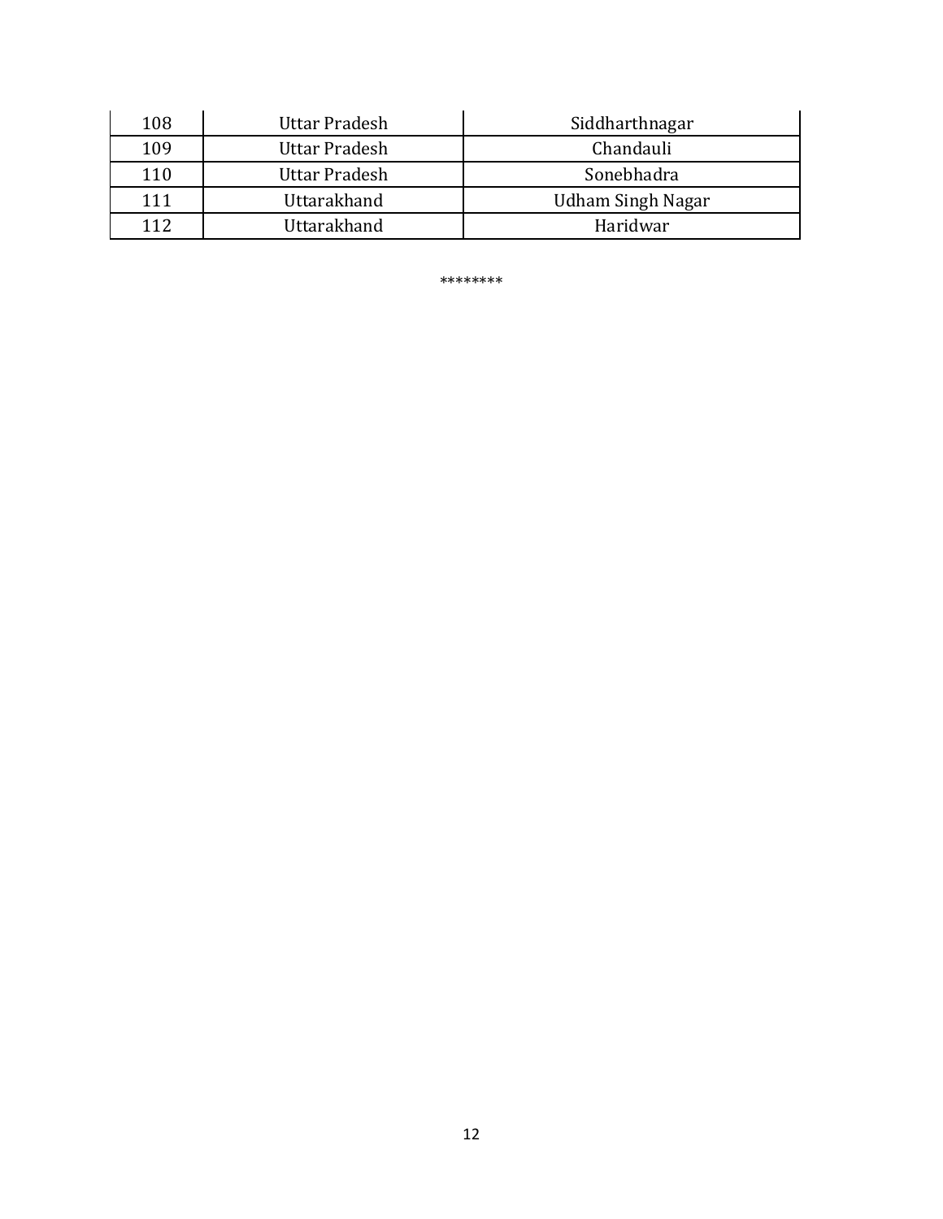| 108 | Uttar Pradesh | Siddharthnagar |
|---|---|---|
| 109 | Uttar Pradesh | Chandauli |
| 110 | Uttar Pradesh | Sonebhadra |
| 111 | Uttarakhand | Udham Singh Nagar |
| 112 | Uttarakhand | Haridwar |

********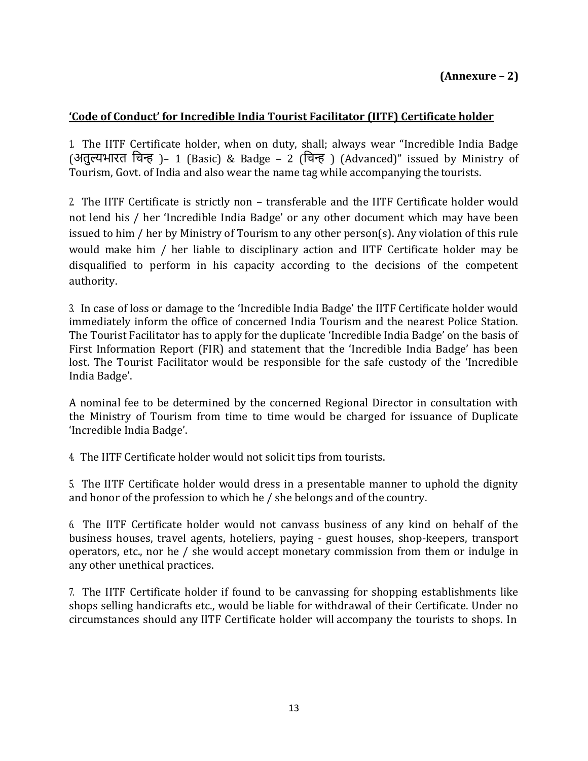**(Annexure – 2)**

**‘Code of Conduct’ for Incredible India Tourist Facilitator (IITF) Certificate holder**

1. The IITF Certificate holder, when on duty, shall; always wear “Incredible India Badge (अतुल्यभारत चिन्ह )– 1 (Basic) & Badge – 2 (चिन्ह ) (Advanced)” issued by Ministry of Tourism, Govt. of India and also wear the name tag while accompanying the tourists.

2. The IITF Certificate is strictly non – transferable and the IITF Certificate holder would not lend his / her ‘Incredible India Badge’ or any other document which may have been issued to him / her by Ministry of Tourism to any other person(s). Any violation of this rule would make him / her liable to disciplinary action and IITF Certificate holder may be disqualified to perform in his capacity according to the decisions of the competent authority.

3. In case of loss or damage to the ‘Incredible India Badge’ the IITF Certificate holder would immediately inform the office of concerned India Tourism and the nearest Police Station. The Tourist Facilitator has to apply for the duplicate ‘Incredible India Badge’ on the basis of First Information Report (FIR) and statement that the ‘Incredible India Badge’ has been lost. The Tourist Facilitator would be responsible for the safe custody of the ‘Incredible India Badge’.

A nominal fee to be determined by the concerned Regional Director in consultation with the Ministry of Tourism from time to time would be charged for issuance of Duplicate ‘Incredible India Badge’.

4. The IITF Certificate holder would not solicit tips from tourists.

5. The IITF Certificate holder would dress in a presentable manner to uphold the dignity and honor of the profession to which he / she belongs and of the country.

6. The IITF Certificate holder would not canvass business of any kind on behalf of the business houses, travel agents, hoteliers, paying - guest houses, shop-keepers, transport operators, etc., nor he / she would accept monetary commission from them or indulge in any other unethical practices.

7. The IITF Certificate holder if found to be canvassing for shopping establishments like shops selling handicrafts etc., would be liable for withdrawal of their Certificate. Under no circumstances should any IITF Certificate holder will accompany the tourists to shops. In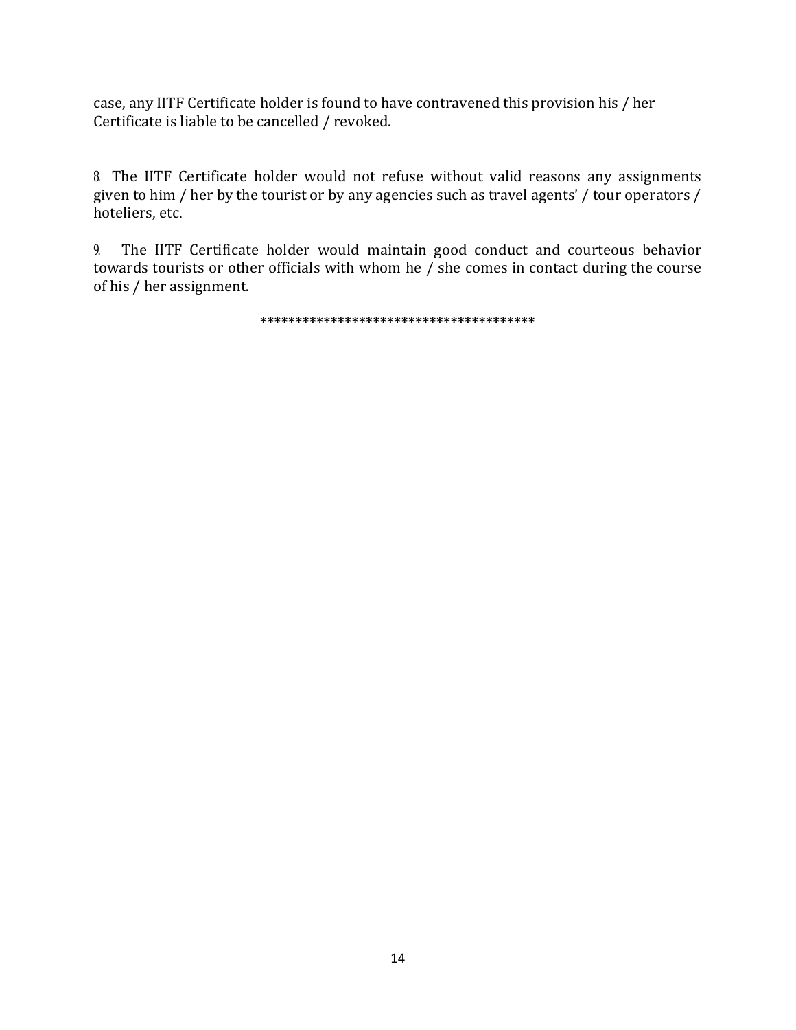case, any IITF Certificate holder is found to have contravened this provision his / her Certificate is liable to be cancelled / revoked.

8. The IITF Certificate holder would not refuse without valid reasons any assignments given to him / her by the tourist or by any agencies such as travel agents' / tour operators / hoteliers, etc.

9. The IITF Certificate holder would maintain good conduct and courteous behavior towards tourists or other officials with whom he / she comes in contact during the course of his / her assignment.

***************************************